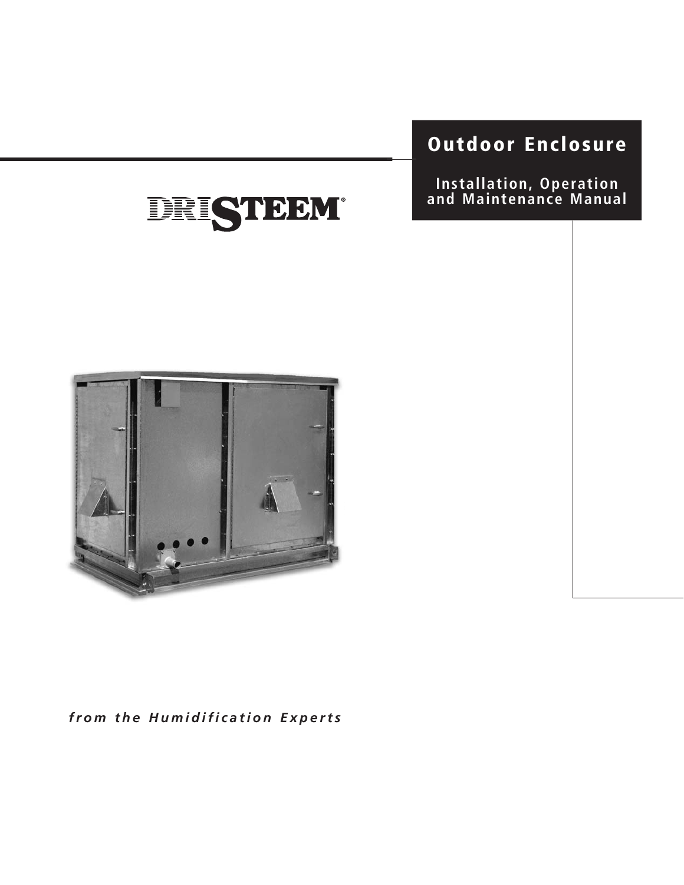# Outdoor Enclosure

## Installation, Operation and Maintenance Manual

DRISTEEM®

*from the Humidification Experts*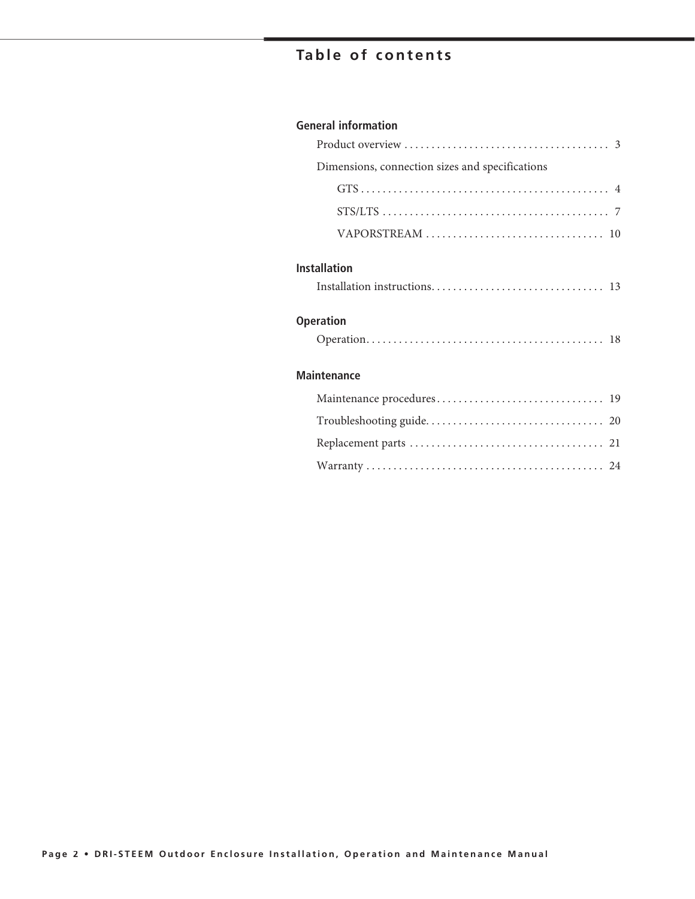# Table of contents

## General information

- Product overview . . . 3
- Dimensions, connection sizes and specifications
  - GTS . . . 4
  - STS/LTS . . . 7
  - VAPORSTREAM . . . 10

## Installation

- Installation instructions. . . . 13

## Operation

- Operation. . . . 18

## Maintenance

- Maintenance procedures . . . 19
- Troubleshooting guide. . . . 20
- Replacement parts . . . 21
- Warranty . . . 24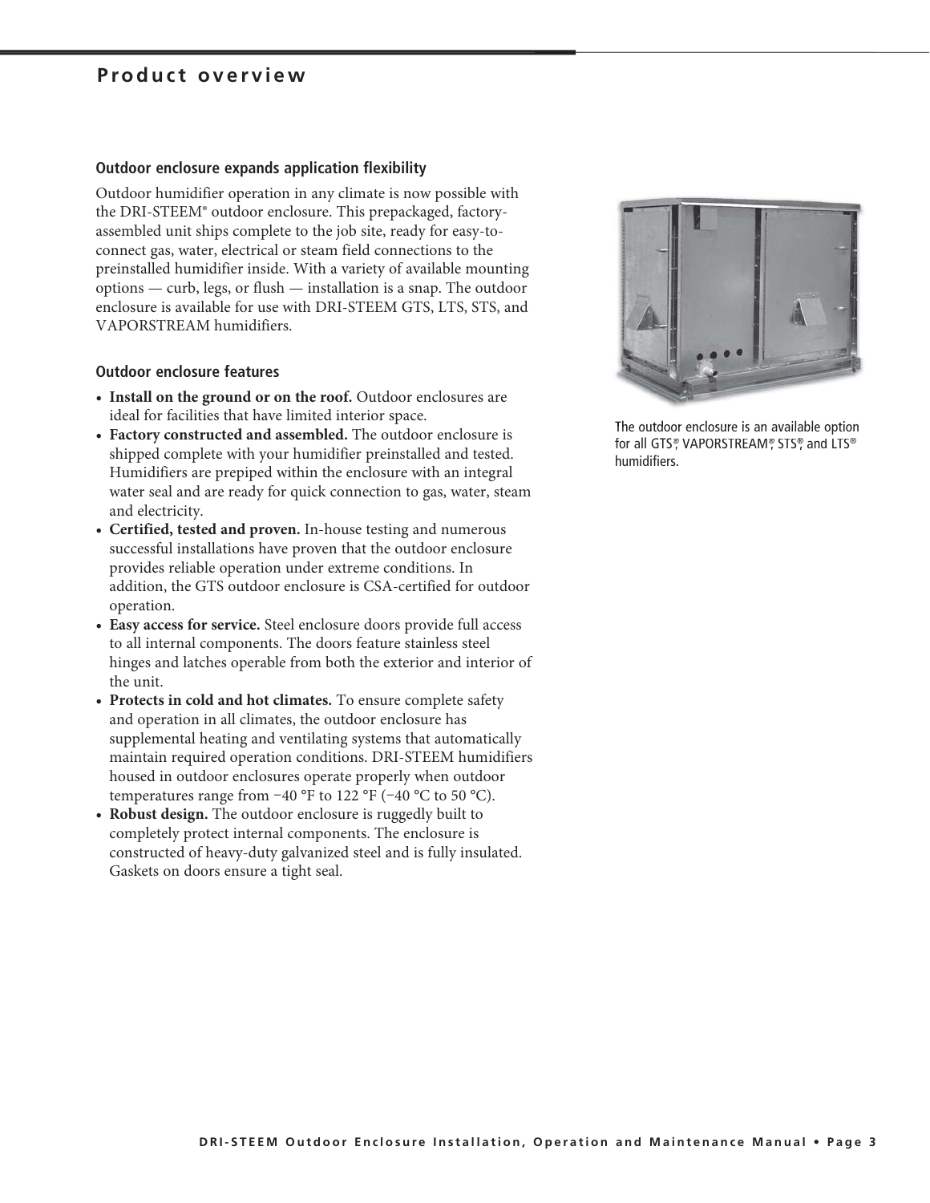# Product overview

## Outdoor enclosure expands application flexibility

Outdoor humidifier operation in any climate is now possible with the DRI-STEEM® outdoor enclosure. This prepackaged, factory-assembled unit ships complete to the job site, ready for easy-to-connect gas, water, electrical or steam field connections to the preinstalled humidifier inside. With a variety of available mounting options — curb, legs, or flush — installation is a snap. The outdoor enclosure is available for use with DRI-STEEM GTS, LTS, STS, and VAPORSTREAM humidifiers.

The outdoor enclosure is an available option for all GTS®, VAPORSTREAM®, STS®, and LTS® humidifiers.

## Outdoor enclosure features

- **Install on the ground or on the roof.** Outdoor enclosures are ideal for facilities that have limited interior space.
- **Factory constructed and assembled.** The outdoor enclosure is shipped complete with your humidifier preinstalled and tested. Humidifiers are prepiped within the enclosure with an integral water seal and are ready for quick connection to gas, water, steam and electricity.
- **Certified, tested and proven.** In-house testing and numerous successful installations have proven that the outdoor enclosure provides reliable operation under extreme conditions. In addition, the GTS outdoor enclosure is CSA-certified for outdoor operation.
- **Easy access for service.** Steel enclosure doors provide full access to all internal components. The doors feature stainless steel hinges and latches operable from both the exterior and interior of the unit.
- **Protects in cold and hot climates.** To ensure complete safety and operation in all climates, the outdoor enclosure has supplemental heating and ventilating systems that automatically maintain required operation conditions. DRI-STEEM humidifiers housed in outdoor enclosures operate properly when outdoor temperatures range from −40 °F to 122 °F (−40 °C to 50 °C).
- **Robust design.** The outdoor enclosure is ruggedly built to completely protect internal components. The enclosure is constructed of heavy-duty galvanized steel and is fully insulated. Gaskets on doors ensure a tight seal.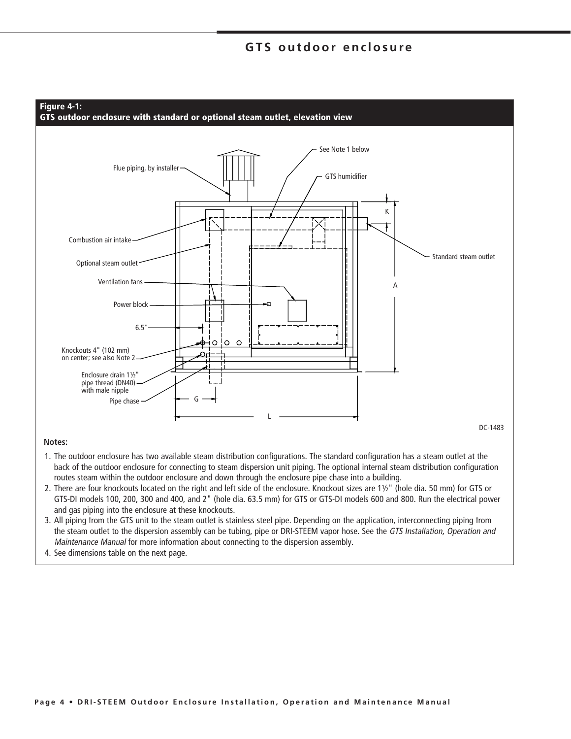## Figure 4-1:
## GTS outdoor enclosure with standard or optional steam outlet, elevation view

Flue piping, by installer

See Note 1 below

GTS humidifier

Combustion air intake

Optional steam outlet

Ventilation fans

Power block

6.5"

Knockouts 4" (102 mm) on center; see also Note 2

Enclosure drain 1½" pipe thread (DN40) with male nipple

Pipe chase

Standard steam outlet

K

A

G

L

DC-1483

**Notes:**

1. The outdoor enclosure has two available steam distribution configurations. The standard configuration has a steam outlet at the back of the outdoor enclosure for connecting to steam dispersion unit piping. The optional internal steam distribution configuration routes steam within the outdoor enclosure and down through the enclosure pipe chase into a building.
2. There are four knockouts located on the right and left side of the enclosure. Knockout sizes are 1½" (hole dia. 50 mm) for GTS or GTS-DI models 100, 200, 300 and 400, and 2" (hole dia. 63.5 mm) for GTS or GTS-DI models 600 and 800. Run the electrical power and gas piping into the enclosure at these knockouts.
3. All piping from the GTS unit to the steam outlet is stainless steel pipe. Depending on the application, interconnecting piping from the steam outlet to the dispersion assembly can be tubing, pipe or DRI-STEEM vapor hose. See the *GTS Installation, Operation and Maintenance Manual* for more information about connecting to the dispersion assembly.
4. See dimensions table on the next page.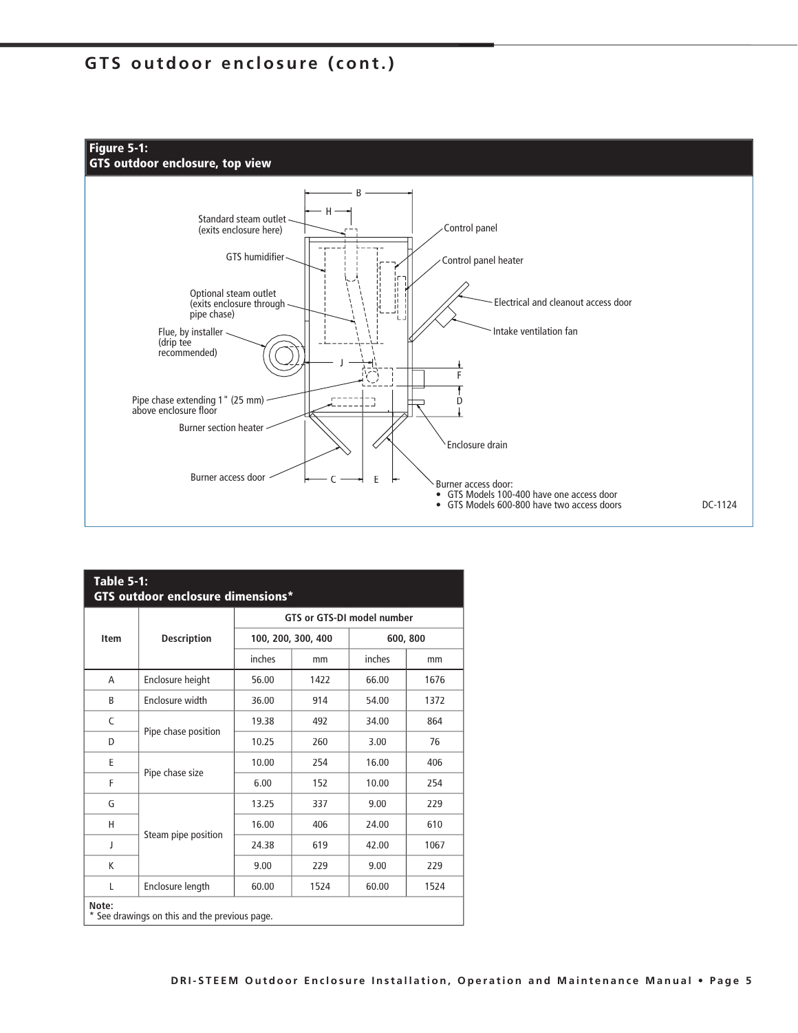# GTS outdoor enclosure (cont.)

**Figure 5-1:**
**GTS outdoor enclosure, top view**

Standard steam outlet (exits enclosure here)

GTS humidifier

Optional steam outlet (exits enclosure through pipe chase)

Flue, by installer (drip tee recommended)

Pipe chase extending 1" (25 mm) above enclosure floor

Burner section heater

Burner access door

Control panel

Control panel heater

Electrical and cleanout access door

Intake ventilation fan

Enclosure drain

Burner access door:
- GTS Models 100-400 have one access door
- GTS Models 600-800 have two access doors

DC-1124

**Table 5-1:**
**GTS outdoor enclosure dimensions***

| Item | Description | GTS or GTS-DI model number | | | |
|---|---|---|---|---|---|
| | | 100, 200, 300, 400 | | 600, 800 | |
| | | inches | mm | inches | mm |
| A | Enclosure height | 56.00 | 1422 | 66.00 | 1676 |
| B | Enclosure width | 36.00 | 914 | 54.00 | 1372 |
| C | Pipe chase position | 19.38 | 492 | 34.00 | 864 |
| D | | 10.25 | 260 | 3.00 | 76 |
| E | Pipe chase size | 10.00 | 254 | 16.00 | 406 |
| F | | 6.00 | 152 | 10.00 | 254 |
| G | Steam pipe position | 13.25 | 337 | 9.00 | 229 |
| H | | 16.00 | 406 | 24.00 | 610 |
| J | | 24.38 | 619 | 42.00 | 1067 |
| K | | 9.00 | 229 | 9.00 | 229 |
| L | Enclosure length | 60.00 | 1524 | 60.00 | 1524 |

**Note:**
* See drawings on this and the previous page.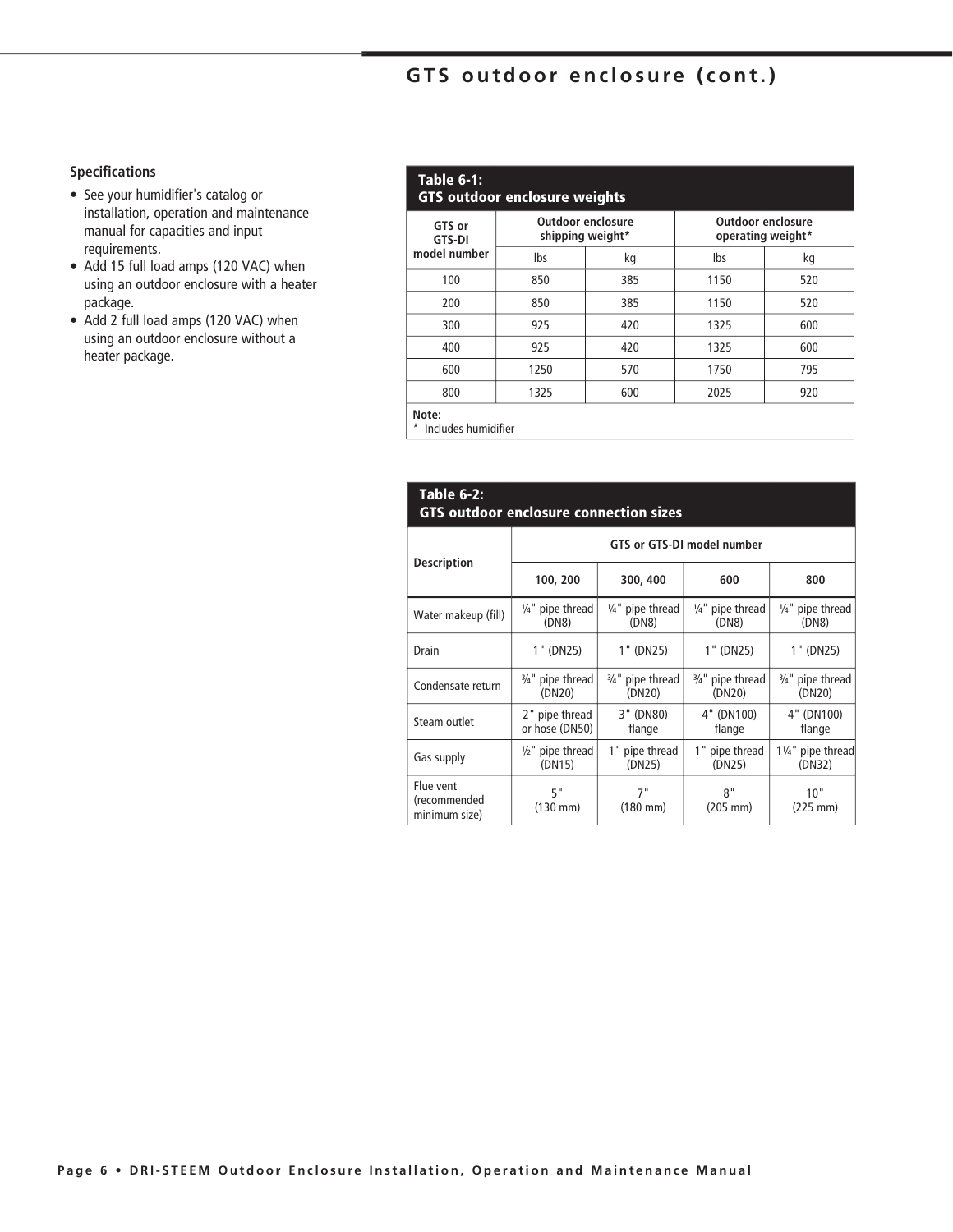## GTS outdoor enclosure (cont.)

**Specifications**

- See your humidifier's catalog or installation, operation and maintenance manual for capacities and input requirements.
- Add 15 full load amps (120 VAC) when using an outdoor enclosure with a heater package.
- Add 2 full load amps (120 VAC) when using an outdoor enclosure without a heater package.

**Table 6-1: GTS outdoor enclosure weights**

| GTS or GTS-DI model number | Outdoor enclosure shipping weight* | | Outdoor enclosure operating weight* | |
|---|---|---|---|---|
| | lbs | kg | lbs | kg |
| 100 | 850 | 385 | 1150 | 520 |
| 200 | 850 | 385 | 1150 | 520 |
| 300 | 925 | 420 | 1325 | 600 |
| 400 | 925 | 420 | 1325 | 600 |
| 600 | 1250 | 570 | 1750 | 795 |
| 800 | 1325 | 600 | 2025 | 920 |

**Note:**
* Includes humidifier

**Table 6-2: GTS outdoor enclosure connection sizes**

| Description | GTS or GTS-DI model number | | | |
|---|---|---|---|---|
| | 100, 200 | 300, 400 | 600 | 800 |
| Water makeup (fill) | ¼" pipe thread (DN8) | ¼" pipe thread (DN8) | ¼" pipe thread (DN8) | ¼" pipe thread (DN8) |
| Drain | 1" (DN25) | 1" (DN25) | 1" (DN25) | 1" (DN25) |
| Condensate return | ¾" pipe thread (DN20) | ¾" pipe thread (DN20) | ¾" pipe thread (DN20) | ¾" pipe thread (DN20) |
| Steam outlet | 2" pipe thread or hose (DN50) | 3" (DN80) flange | 4" (DN100) flange | 4" (DN100) flange |
| Gas supply | ½" pipe thread (DN15) | 1" pipe thread (DN25) | 1" pipe thread (DN25) | 1¼" pipe thread (DN32) |
| Flue vent (recommended minimum size) | 5" (130 mm) | 7" (180 mm) | 8" (205 mm) | 10" (225 mm) |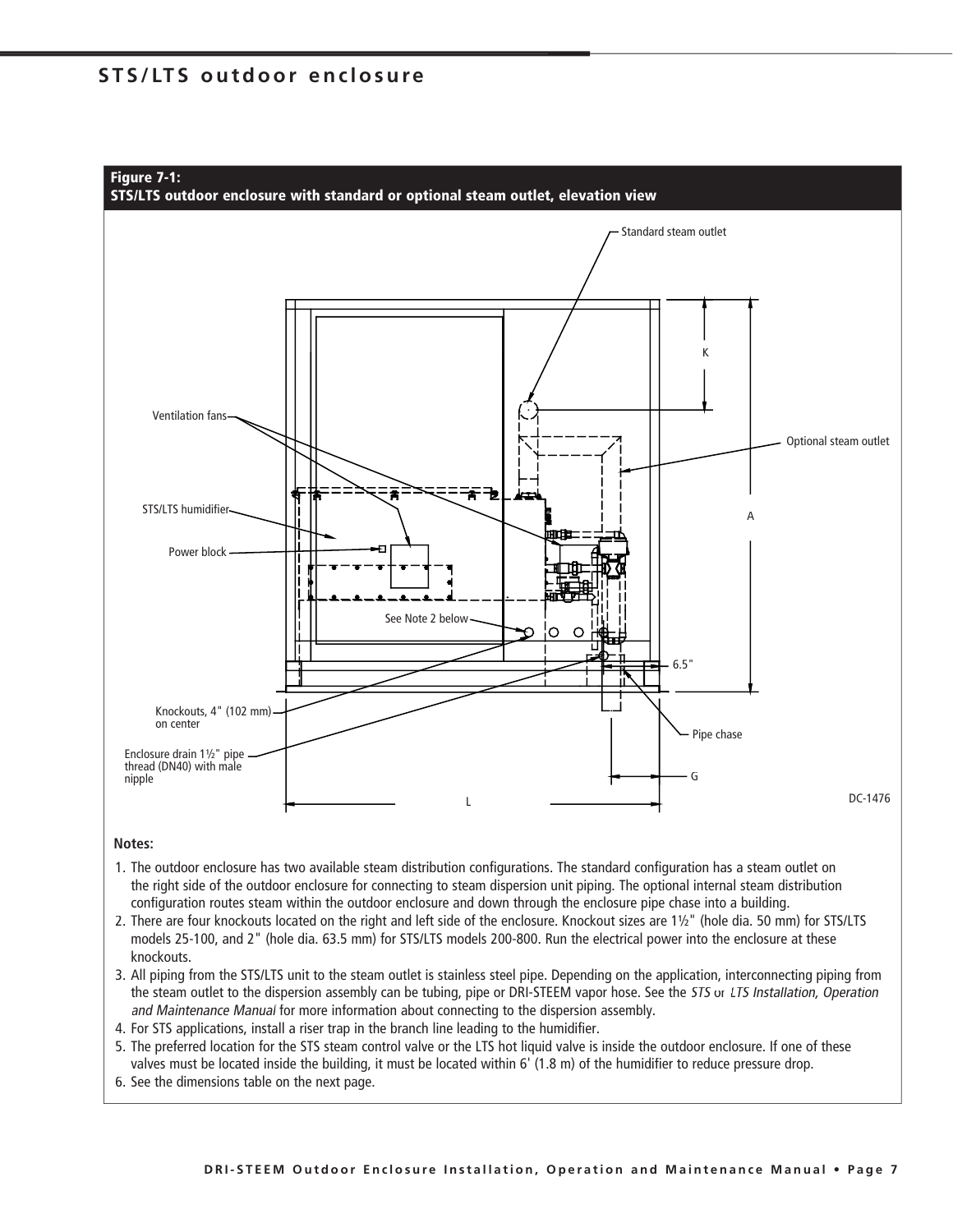## STS/LTS outdoor enclosure

**Figure 7-1:**
**STS/LTS outdoor enclosure with standard or optional steam outlet, elevation view**

Standard steam outlet

Ventilation fans

Optional steam outlet

STS/LTS humidifier

Power block

K

A

See Note 2 below

6.5"

Knockouts, 4" (102 mm) on center

Enclosure drain 1½" pipe thread (DN40) with male nipple

Pipe chase

G

L

DC-1476

**Notes:**

1. The outdoor enclosure has two available steam distribution configurations. The standard configuration has a steam outlet on the right side of the outdoor enclosure for connecting to steam dispersion unit piping. The optional internal steam distribution configuration routes steam within the outdoor enclosure and down through the enclosure pipe chase into a building.
2. There are four knockouts located on the right and left side of the enclosure. Knockout sizes are 1½" (hole dia. 50 mm) for STS/LTS models 25-100, and 2" (hole dia. 63.5 mm) for STS/LTS models 200-800. Run the electrical power into the enclosure at these knockouts.
3. All piping from the STS/LTS unit to the steam outlet is stainless steel pipe. Depending on the application, interconnecting piping from the steam outlet to the dispersion assembly can be tubing, pipe or DRI-STEEM vapor hose. See the *STS* or *LTS Installation, Operation and Maintenance Manual* for more information about connecting to the dispersion assembly.
4. For STS applications, install a riser trap in the branch line leading to the humidifier.
5. The preferred location for the STS steam control valve or the LTS hot liquid valve is inside the outdoor enclosure. If one of these valves must be located inside the building, it must be located within 6' (1.8 m) of the humidifier to reduce pressure drop.
6. See the dimensions table on the next page.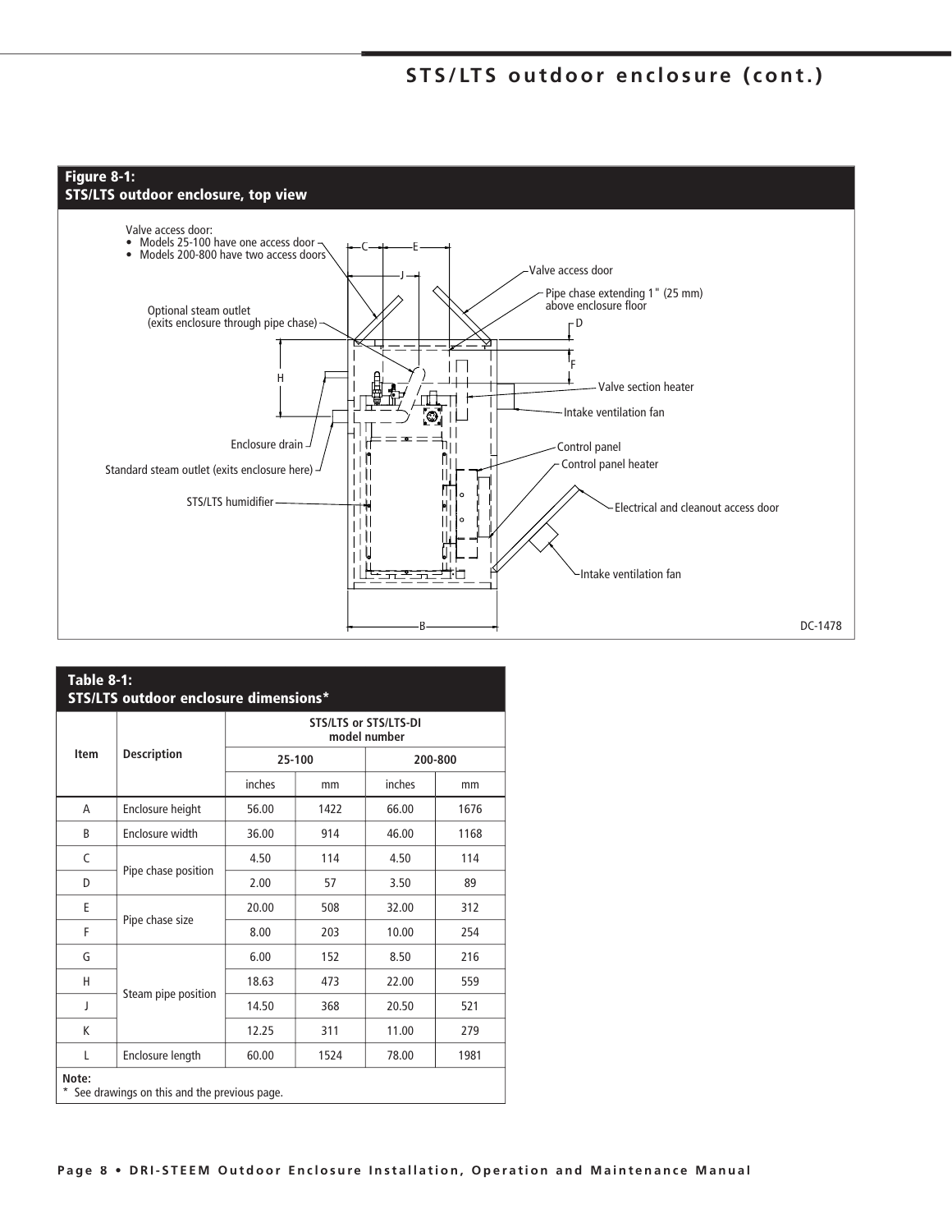## Figure 8-1: STS/LTS outdoor enclosure, top view

Valve access door:
- Models 25-100 have one access door
- Models 200-800 have two access doors

Valve access door

Pipe chase extending 1" (25 mm) above enclosure floor

Optional steam outlet (exits enclosure through pipe chase)

Valve section heater

Intake ventilation fan

Enclosure drain

Control panel

Standard steam outlet (exits enclosure here)

Control panel heater

STS/LTS humidifier

Electrical and cleanout access door

Intake ventilation fan

C E J D F H B

DC-1478

## Table 8-1: STS/LTS outdoor enclosure dimensions*

| Item | Description | STS/LTS or STS/LTS-DI model number | | | |
|---|---|---|---|---|---|
| | | 25-100 | | 200-800 | |
| | | inches | mm | inches | mm |
| A | Enclosure height | 56.00 | 1422 | 66.00 | 1676 |
| B | Enclosure width | 36.00 | 914 | 46.00 | 1168 |
| C | Pipe chase position | 4.50 | 114 | 4.50 | 114 |
| D | | 2.00 | 57 | 3.50 | 89 |
| E | Pipe chase size | 20.00 | 508 | 32.00 | 312 |
| F | | 8.00 | 203 | 10.00 | 254 |
| G | Steam pipe position | 6.00 | 152 | 8.50 | 216 |
| H | | 18.63 | 473 | 22.00 | 559 |
| J | | 14.50 | 368 | 20.50 | 521 |
| K | | 12.25 | 311 | 11.00 | 279 |
| L | Enclosure length | 60.00 | 1524 | 78.00 | 1981 |

**Note:**
* See drawings on this and the previous page.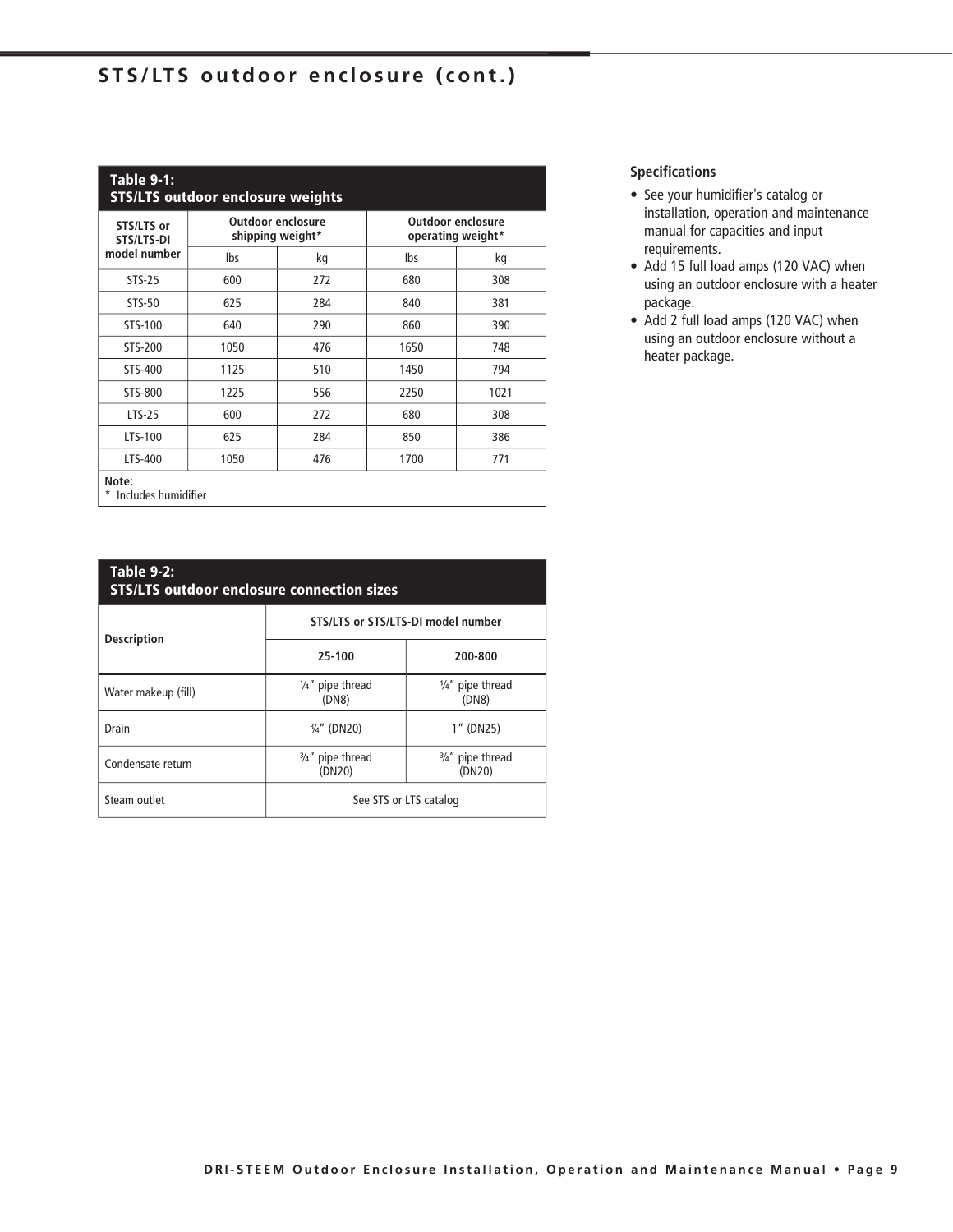## STS/LTS outdoor enclosure (cont.)

**Table 9-1: STS/LTS outdoor enclosure weights**

| STS/LTS or STS/LTS-DI model number | Outdoor enclosure shipping weight* | | Outdoor enclosure operating weight* | |
|---|---|---|---|---|
| | lbs | kg | lbs | kg |
| STS-25 | 600 | 272 | 680 | 308 |
| STS-50 | 625 | 284 | 840 | 381 |
| STS-100 | 640 | 290 | 860 | 390 |
| STS-200 | 1050 | 476 | 1650 | 748 |
| STS-400 | 1125 | 510 | 1450 | 794 |
| STS-800 | 1225 | 556 | 2250 | 1021 |
| LTS-25 | 600 | 272 | 680 | 308 |
| LTS-100 | 625 | 284 | 850 | 386 |
| LTS-400 | 1050 | 476 | 1700 | 771 |

**Note:**
* Includes humidifier

**Table 9-2: STS/LTS outdoor enclosure connection sizes**

| Description | STS/LTS or STS/LTS-DI model number | |
|---|---|---|
| | 25-100 | 200-800 |
| Water makeup (fill) | ¼" pipe thread (DN8) | ¼" pipe thread (DN8) |
| Drain | ¾" (DN20) | 1" (DN25) |
| Condensate return | ¾" pipe thread (DN20) | ¾" pipe thread (DN20) |
| Steam outlet | See STS or LTS catalog | |

### Specifications

- See your humidifier's catalog or installation, operation and maintenance manual for capacities and input requirements.
- Add 15 full load amps (120 VAC) when using an outdoor enclosure with a heater package.
- Add 2 full load amps (120 VAC) when using an outdoor enclosure without a heater package.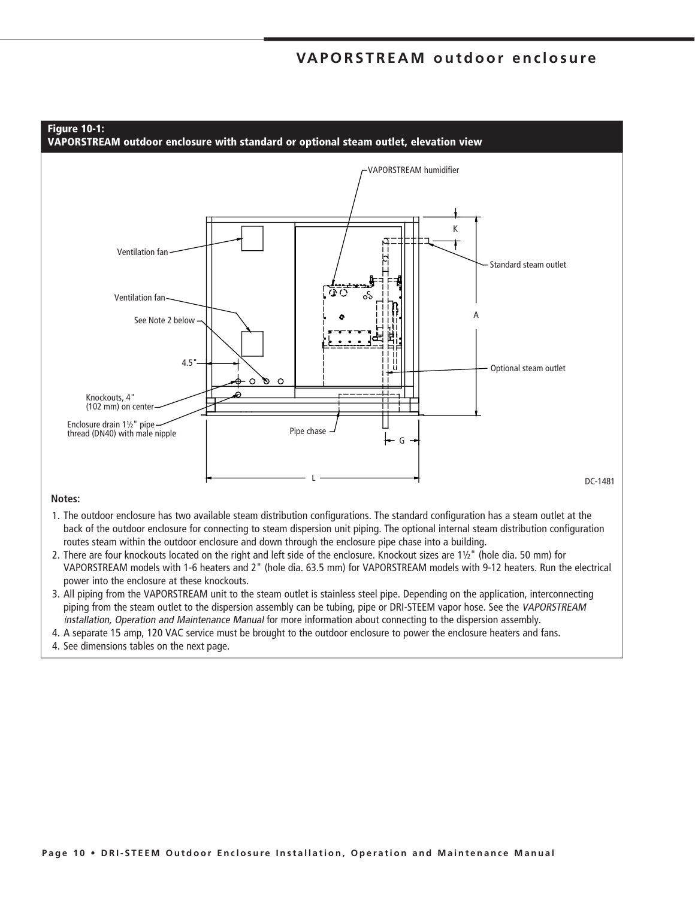**Figure 10-1:**
**VAPORSTREAM outdoor enclosure with standard or optional steam outlet, elevation view**

VAPORSTREAM humidifier

Ventilation fan

Ventilation fan

See Note 2 below

4.5"

Knockouts, 4" (102 mm) on center

Enclosure drain 1½" pipe thread (DN40) with male nipple

Pipe chase

K

Standard steam outlet

A

Optional steam outlet

G

L

DC-1481

**Notes:**

1. The outdoor enclosure has two available steam distribution configurations. The standard configuration has a steam outlet at the back of the outdoor enclosure for connecting to steam dispersion unit piping. The optional internal steam distribution configuration routes steam within the outdoor enclosure and down through the enclosure pipe chase into a building.
2. There are four knockouts located on the right and left side of the enclosure. Knockout sizes are 1½" (hole dia. 50 mm) for VAPORSTREAM models with 1-6 heaters and 2" (hole dia. 63.5 mm) for VAPORSTREAM models with 9-12 heaters. Run the electrical power into the enclosure at these knockouts.
3. All piping from the VAPORSTREAM unit to the steam outlet is stainless steel pipe. Depending on the application, interconnecting piping from the steam outlet to the dispersion assembly can be tubing, pipe or DRI-STEEM vapor hose. See the *VAPORSTREAM Installation, Operation and Maintenance Manual* for more information about connecting to the dispersion assembly.
4. A separate 15 amp, 120 VAC service must be brought to the outdoor enclosure to power the enclosure heaters and fans.
4. See dimensions tables on the next page.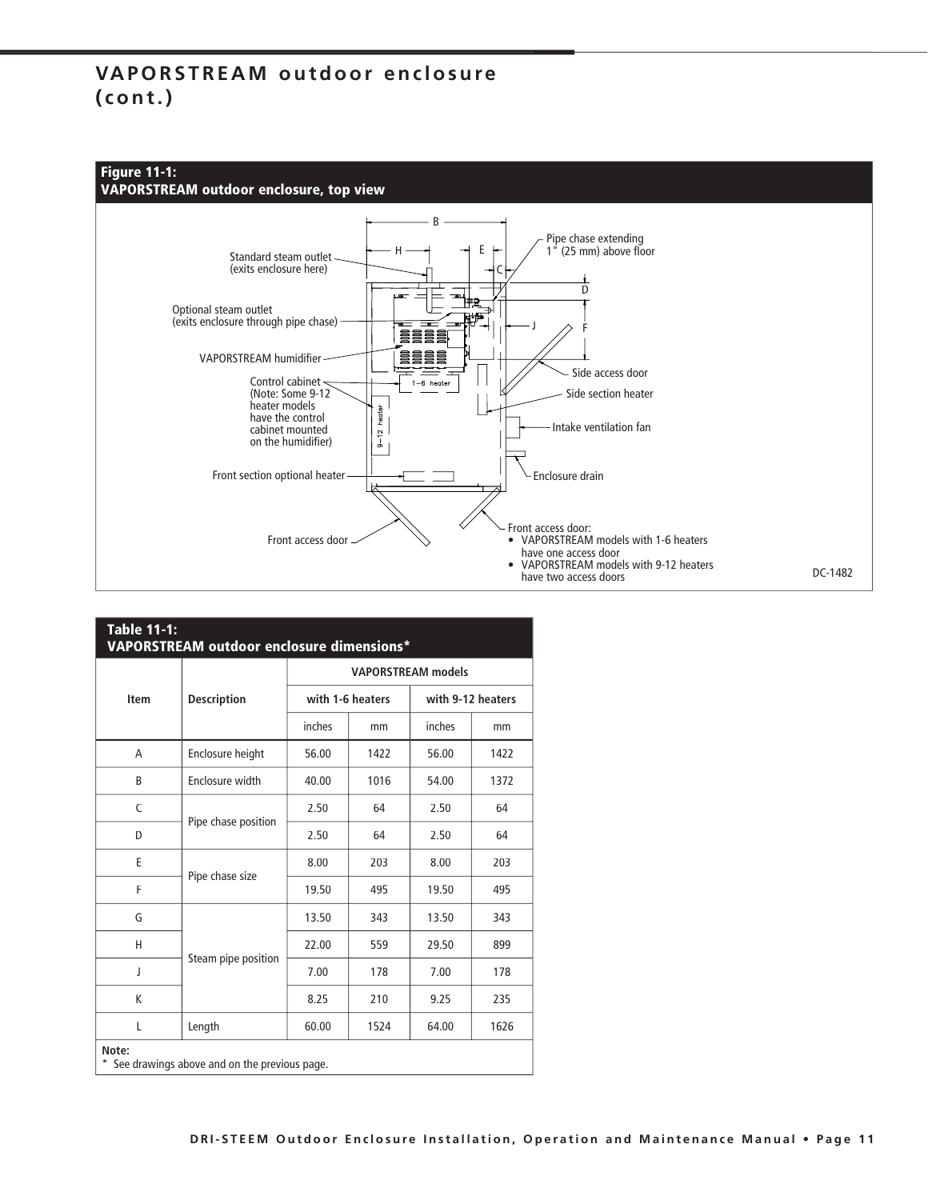## VAPORSTREAM outdoor enclosure (cont.)

**Figure 11-1:**
**VAPORSTREAM outdoor enclosure, top view**

Standard steam outlet (exits enclosure here)

Optional steam outlet (exits enclosure through pipe chase)

VAPORSTREAM humidifier

Control cabinet (Note: Some 9-12 heater models have the control cabinet mounted on the humidifier)

Front section optional heater

Front access door

Pipe chase extending 1" (25 mm) above floor

Side access door

Side section heater

Intake ventilation fan

Enclosure drain

Front access door:
- VAPORSTREAM models with 1-6 heaters have one access door
- VAPORSTREAM models with 9-12 heaters have two access doors

DC-1482

**Table 11-1:**
**VAPORSTREAM outdoor enclosure dimensions***

| Item | Description | VAPORSTREAM models | | | |
|---|---|---|---|---|---|
| | | with 1-6 heaters | | with 9-12 heaters | |
| | | inches | mm | inches | mm |
| A | Enclosure height | 56.00 | 1422 | 56.00 | 1422 |
| B | Enclosure width | 40.00 | 1016 | 54.00 | 1372 |
| C | Pipe chase position | 2.50 | 64 | 2.50 | 64 |
| D | | 2.50 | 64 | 2.50 | 64 |
| E | Pipe chase size | 8.00 | 203 | 8.00 | 203 |
| F | | 19.50 | 495 | 19.50 | 495 |
| G | Steam pipe position | 13.50 | 343 | 13.50 | 343 |
| H | | 22.00 | 559 | 29.50 | 899 |
| J | | 7.00 | 178 | 7.00 | 178 |
| K | | 8.25 | 210 | 9.25 | 235 |
| L | Length | 60.00 | 1524 | 64.00 | 1626 |

**Note:**
\* See drawings above and on the previous page.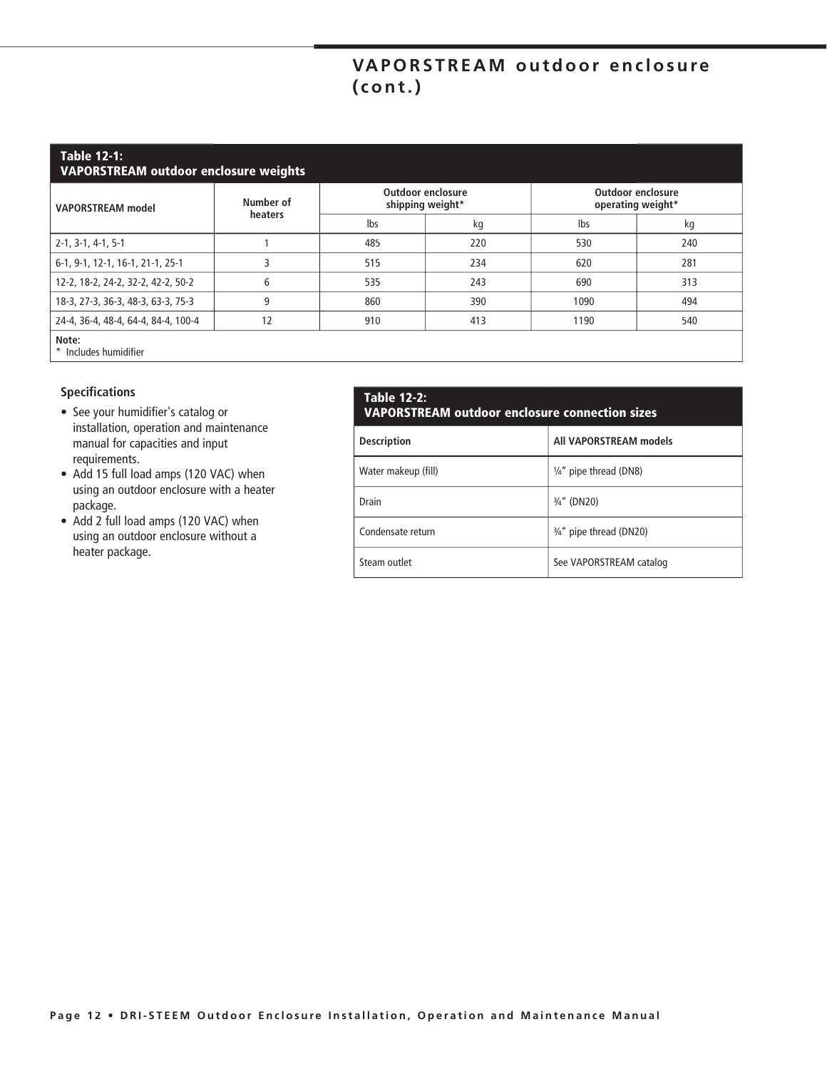## VAPORSTREAM outdoor enclosure (cont.)

**Table 12-1: VAPORSTREAM outdoor enclosure weights**

| VAPORSTREAM model | Number of heaters | Outdoor enclosure shipping weight* | | Outdoor enclosure operating weight* | |
|---|---|---|---|---|---|
| | | lbs | kg | lbs | kg |
| 2-1, 3-1, 4-1, 5-1 | 1 | 485 | 220 | 530 | 240 |
| 6-1, 9-1, 12-1, 16-1, 21-1, 25-1 | 3 | 515 | 234 | 620 | 281 |
| 12-2, 18-2, 24-2, 32-2, 42-2, 50-2 | 6 | 535 | 243 | 690 | 313 |
| 18-3, 27-3, 36-3, 48-3, 63-3, 75-3 | 9 | 860 | 390 | 1090 | 494 |
| 24-4, 36-4, 48-4, 64-4, 84-4, 100-4 | 12 | 910 | 413 | 1190 | 540 |

**Note:**
* Includes humidifier

### Specifications

- See your humidifier's catalog or installation, operation and maintenance manual for capacities and input requirements.
- Add 15 full load amps (120 VAC) when using an outdoor enclosure with a heater package.
- Add 2 full load amps (120 VAC) when using an outdoor enclosure without a heater package.

**Table 12-2: VAPORSTREAM outdoor enclosure connection sizes**

| Description | All VAPORSTREAM models |
|---|---|
| Water makeup (fill) | ¼" pipe thread (DN8) |
| Drain | ¾" (DN20) |
| Condensate return | ¾" pipe thread (DN20) |
| Steam outlet | See VAPORSTREAM catalog |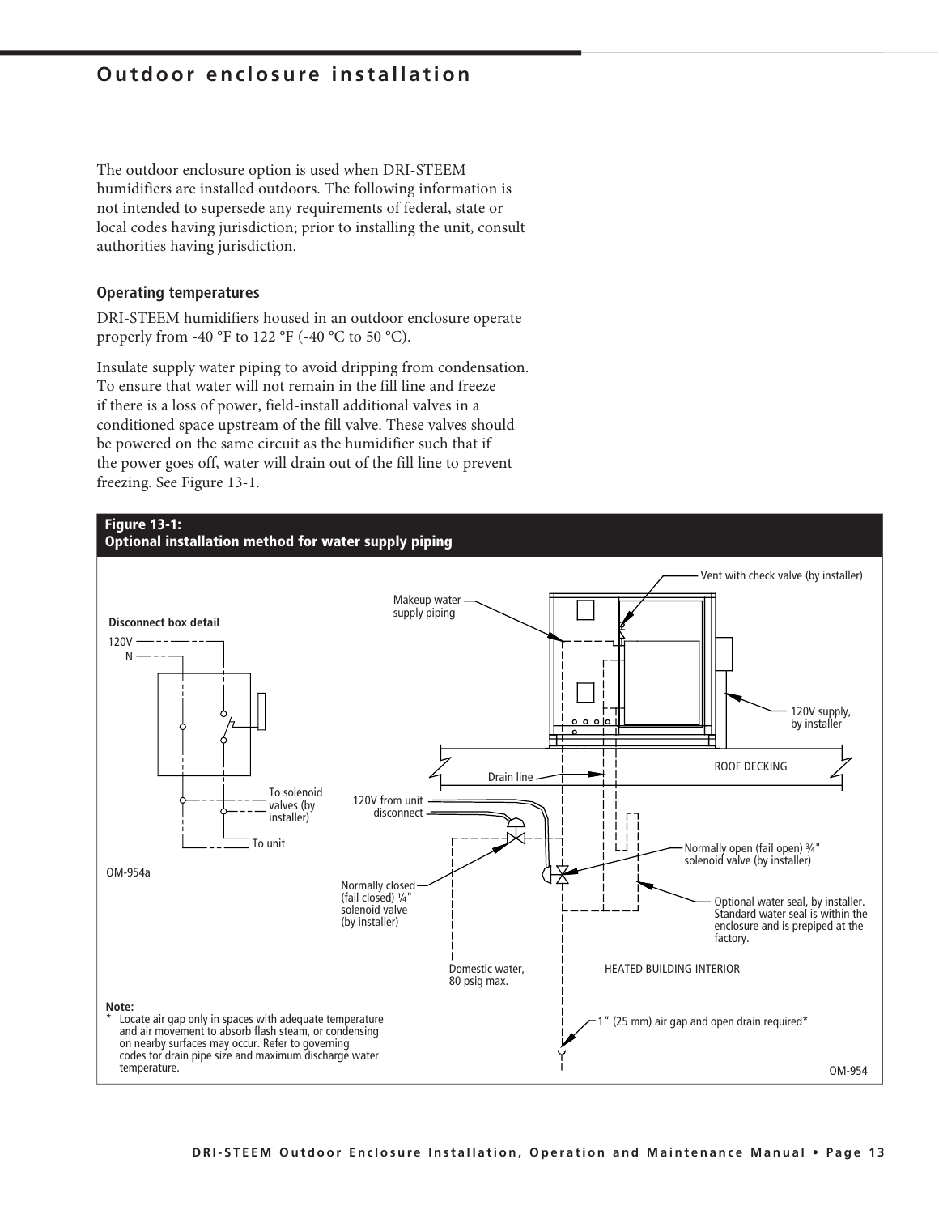## Outdoor enclosure installation

The outdoor enclosure option is used when DRI-STEEM humidifiers are installed outdoors. The following information is not intended to supersede any requirements of federal, state or local codes having jurisdiction; prior to installing the unit, consult authorities having jurisdiction.

### Operating temperatures

DRI-STEEM humidifiers housed in an outdoor enclosure operate properly from -40 °F to 122 °F (-40 °C to 50 °C).

Insulate supply water piping to avoid dripping from condensation. To ensure that water will not remain in the fill line and freeze if there is a loss of power, field-install additional valves in a conditioned space upstream of the fill valve. These valves should be powered on the same circuit as the humidifier such that if the power goes off, water will drain out of the fill line to prevent freezing. See Figure 13-1.

**Figure 13-1:**
**Optional installation method for water supply piping**

Disconnect box detail

120V

N

To solenoid valves (by installer)

To unit

OM-954a

Vent with check valve (by installer)

Makeup water supply piping

120V supply, by installer

ROOF DECKING

Drain line

120V from unit disconnect

Normally open (fail open) ¾" solenoid valve (by installer)

Normally closed (fail closed) ¼" solenoid valve (by installer)

Optional water seal, by installer. Standard water seal is within the enclosure and is prepiped at the factory.

Domestic water, 80 psig max.

HEATED BUILDING INTERIOR

1" (25 mm) air gap and open drain required*

**Note:**
* Locate air gap only in spaces with adequate temperature and air movement to absorb flash steam, or condensing on nearby surfaces may occur. Refer to governing codes for drain pipe size and maximum discharge water temperature.

OM-954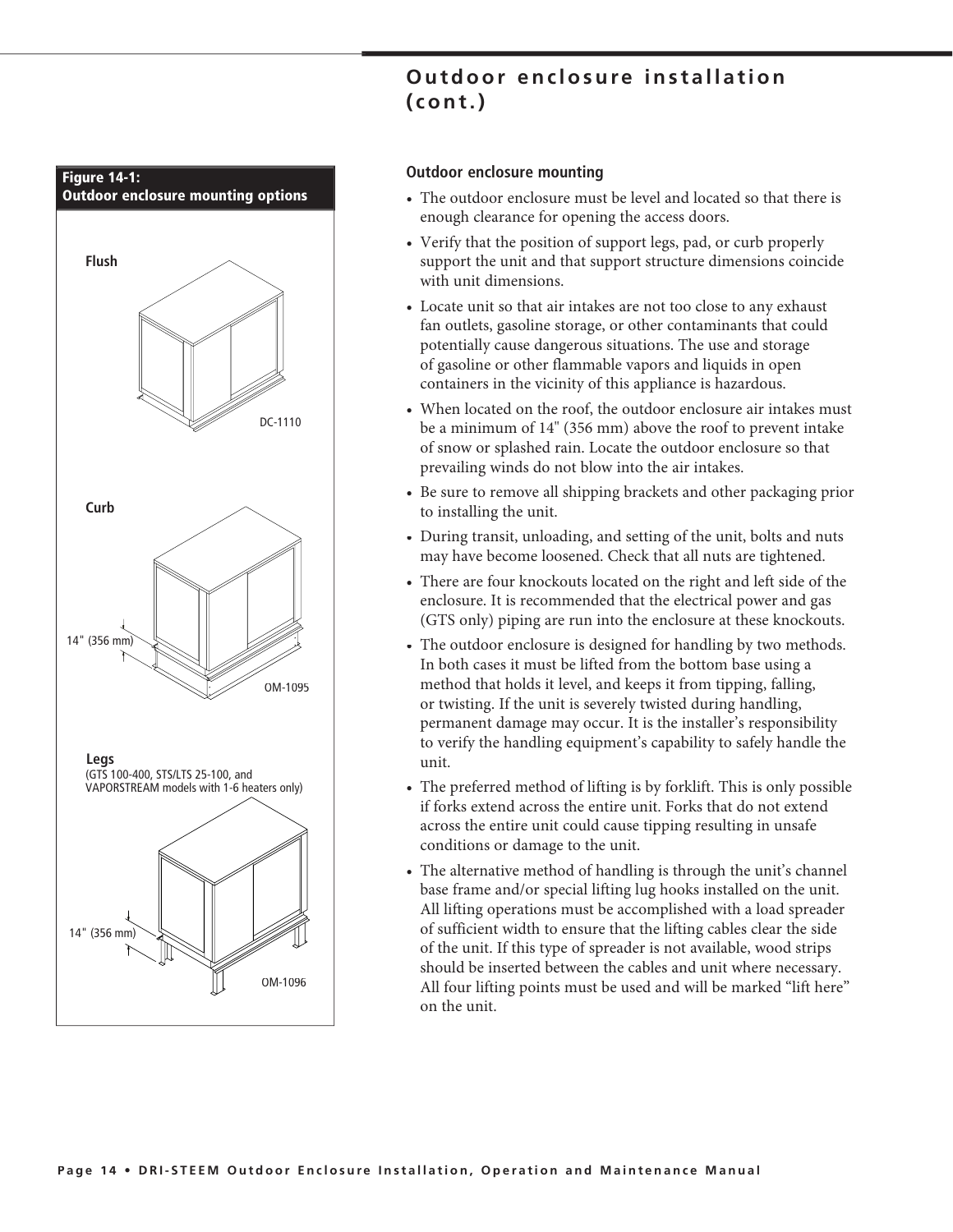## Outdoor enclosure installation (cont.)

**Figure 14-1: Outdoor enclosure mounting options**

Flush

DC-1110

Curb

14" (356 mm)

OM-1095

Legs
(GTS 100-400, STS/LTS 25-100, and VAPORSTREAM models with 1-6 heaters only)

14" (356 mm)

OM-1096

### Outdoor enclosure mounting

- The outdoor enclosure must be level and located so that there is enough clearance for opening the access doors.
- Verify that the position of support legs, pad, or curb properly support the unit and that support structure dimensions coincide with unit dimensions.
- Locate unit so that air intakes are not too close to any exhaust fan outlets, gasoline storage, or other contaminants that could potentially cause dangerous situations. The use and storage of gasoline or other flammable vapors and liquids in open containers in the vicinity of this appliance is hazardous.
- When located on the roof, the outdoor enclosure air intakes must be a minimum of 14" (356 mm) above the roof to prevent intake of snow or splashed rain. Locate the outdoor enclosure so that prevailing winds do not blow into the air intakes.
- Be sure to remove all shipping brackets and other packaging prior to installing the unit.
- During transit, unloading, and setting of the unit, bolts and nuts may have become loosened. Check that all nuts are tightened.
- There are four knockouts located on the right and left side of the enclosure. It is recommended that the electrical power and gas (GTS only) piping are run into the enclosure at these knockouts.
- The outdoor enclosure is designed for handling by two methods. In both cases it must be lifted from the bottom base using a method that holds it level, and keeps it from tipping, falling, or twisting. If the unit is severely twisted during handling, permanent damage may occur. It is the installer's responsibility to verify the handling equipment's capability to safely handle the unit.
- The preferred method of lifting is by forklift. This is only possible if forks extend across the entire unit. Forks that do not extend across the entire unit could cause tipping resulting in unsafe conditions or damage to the unit.
- The alternative method of handling is through the unit's channel base frame and/or special lifting lug hooks installed on the unit. All lifting operations must be accomplished with a load spreader of sufficient width to ensure that the lifting cables clear the side of the unit. If this type of spreader is not available, wood strips should be inserted between the cables and unit where necessary. All four lifting points must be used and will be marked "lift here" on the unit.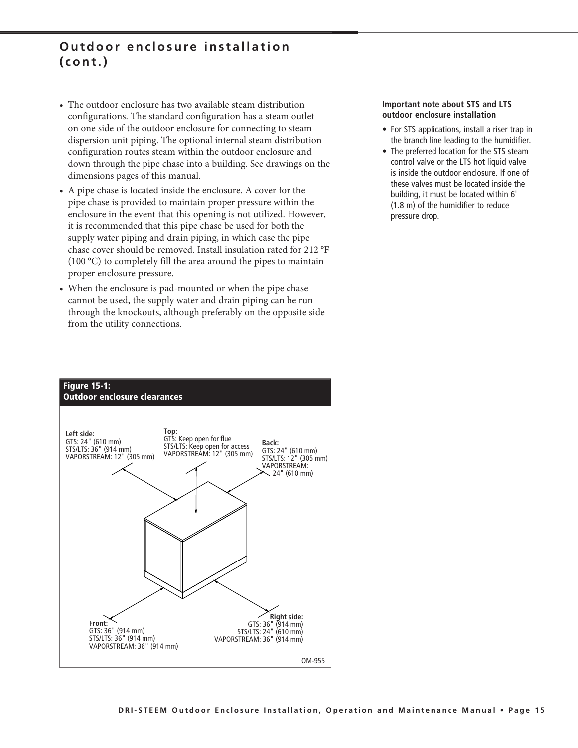## Outdoor enclosure installation (cont.)

- The outdoor enclosure has two available steam distribution configurations. The standard configuration has a steam outlet on one side of the outdoor enclosure for connecting to steam dispersion unit piping. The optional internal steam distribution configuration routes steam within the outdoor enclosure and down through the pipe chase into a building. See drawings on the dimensions pages of this manual.
- A pipe chase is located inside the enclosure. A cover for the pipe chase is provided to maintain proper pressure within the enclosure in the event that this opening is not utilized. However, it is recommended that this pipe chase be used for both the supply water piping and drain piping, in which case the pipe chase cover should be removed. Install insulation rated for 212 °F (100 °C) to completely fill the area around the pipes to maintain proper enclosure pressure.
- When the enclosure is pad-mounted or when the pipe chase cannot be used, the supply water and drain piping can be run through the knockouts, although preferably on the opposite side from the utility connections.

**Important note about STS and LTS outdoor enclosure installation**

- For STS applications, install a riser trap in the branch line leading to the humidifier.
- The preferred location for the STS steam control valve or the LTS hot liquid valve is inside the outdoor enclosure. If one of these valves must be located inside the building, it must be located within 6' (1.8 m) of the humidifier to reduce pressure drop.

**Figure 15-1: Outdoor enclosure clearances**

**Left side:**
GTS: 24" (610 mm)
STS/LTS: 36" (914 mm)
VAPORSTREAM: 12" (305 mm)

**Top:**
GTS: Keep open for flue
STS/LTS: Keep open for access
VAPORSTREAM: 12" (305 mm)

**Back:**
GTS: 24" (610 mm)
STS/LTS: 12" (305 mm)
VAPORSTREAM: 24" (610 mm)

**Front:**
GTS: 36" (914 mm)
STS/LTS: 36" (914 mm)
VAPORSTREAM: 36" (914 mm)

**Right side:**
GTS: 36" (914 mm)
STS/LTS: 24" (610 mm)
VAPORSTREAM: 36" (914 mm)

OM-955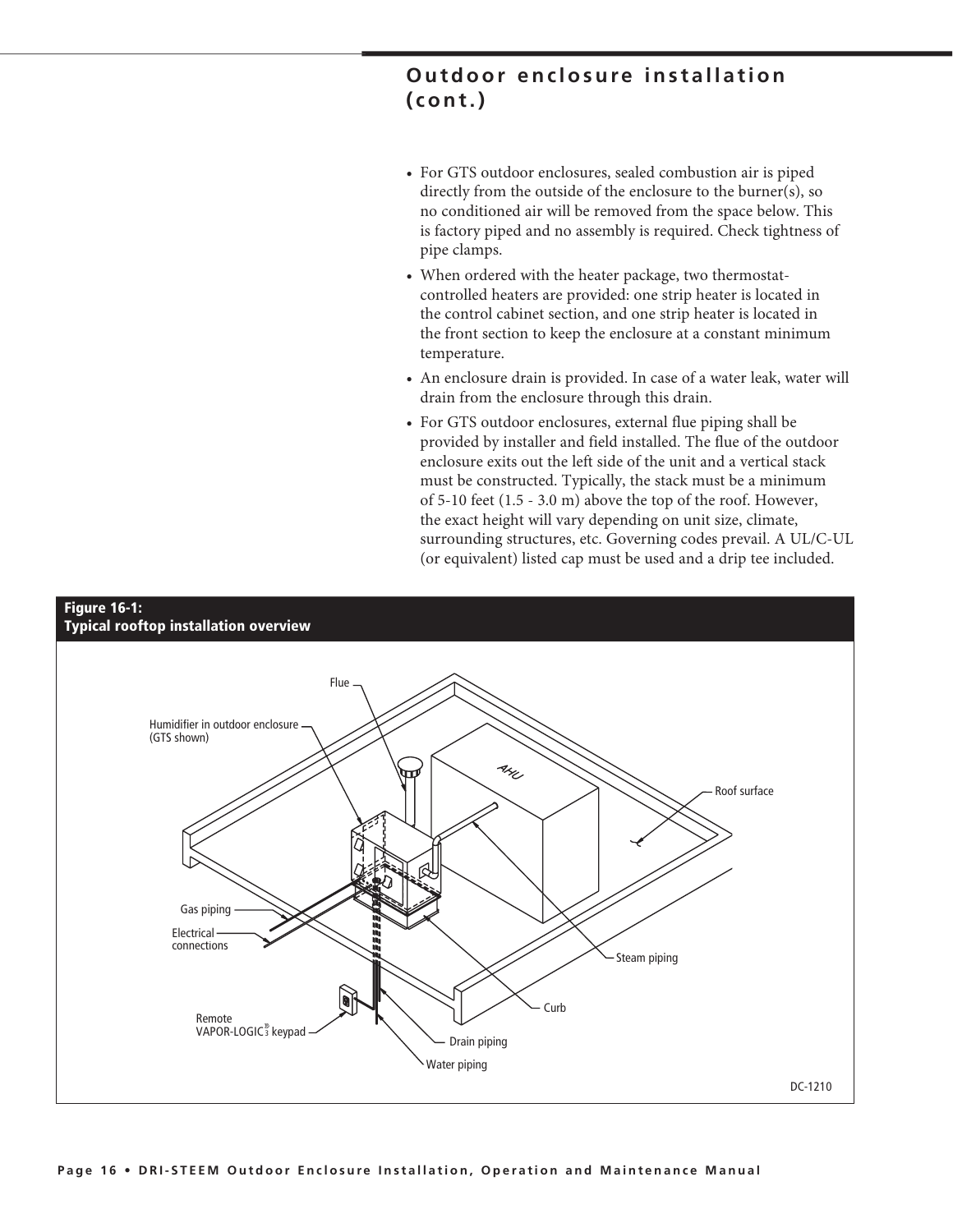## Outdoor enclosure installation (cont.)

- For GTS outdoor enclosures, sealed combustion air is piped directly from the outside of the enclosure to the burner(s), so no conditioned air will be removed from the space below. This is factory piped and no assembly is required. Check tightness of pipe clamps.
- When ordered with the heater package, two thermostat-controlled heaters are provided: one strip heater is located in the control cabinet section, and one strip heater is located in the front section to keep the enclosure at a constant minimum temperature.
- An enclosure drain is provided. In case of a water leak, water will drain from the enclosure through this drain.
- For GTS outdoor enclosures, external flue piping shall be provided by installer and field installed. The flue of the outdoor enclosure exits out the left side of the unit and a vertical stack must be constructed. Typically, the stack must be a minimum of 5-10 feet (1.5 - 3.0 m) above the top of the roof. However, the exact height will vary depending on unit size, climate, surrounding structures, etc. Governing codes prevail. A UL/C-UL (or equivalent) listed cap must be used and a drip tee included.

**Figure 16-1: Typical rooftop installation overview**

Flue; Humidifier in outdoor enclosure (GTS shown); AHU; Roof surface; Gas piping; Electrical connections; Steam piping; Curb; Remote VAPOR-LOGIC®3 keypad; Drain piping; Water piping

DC-1210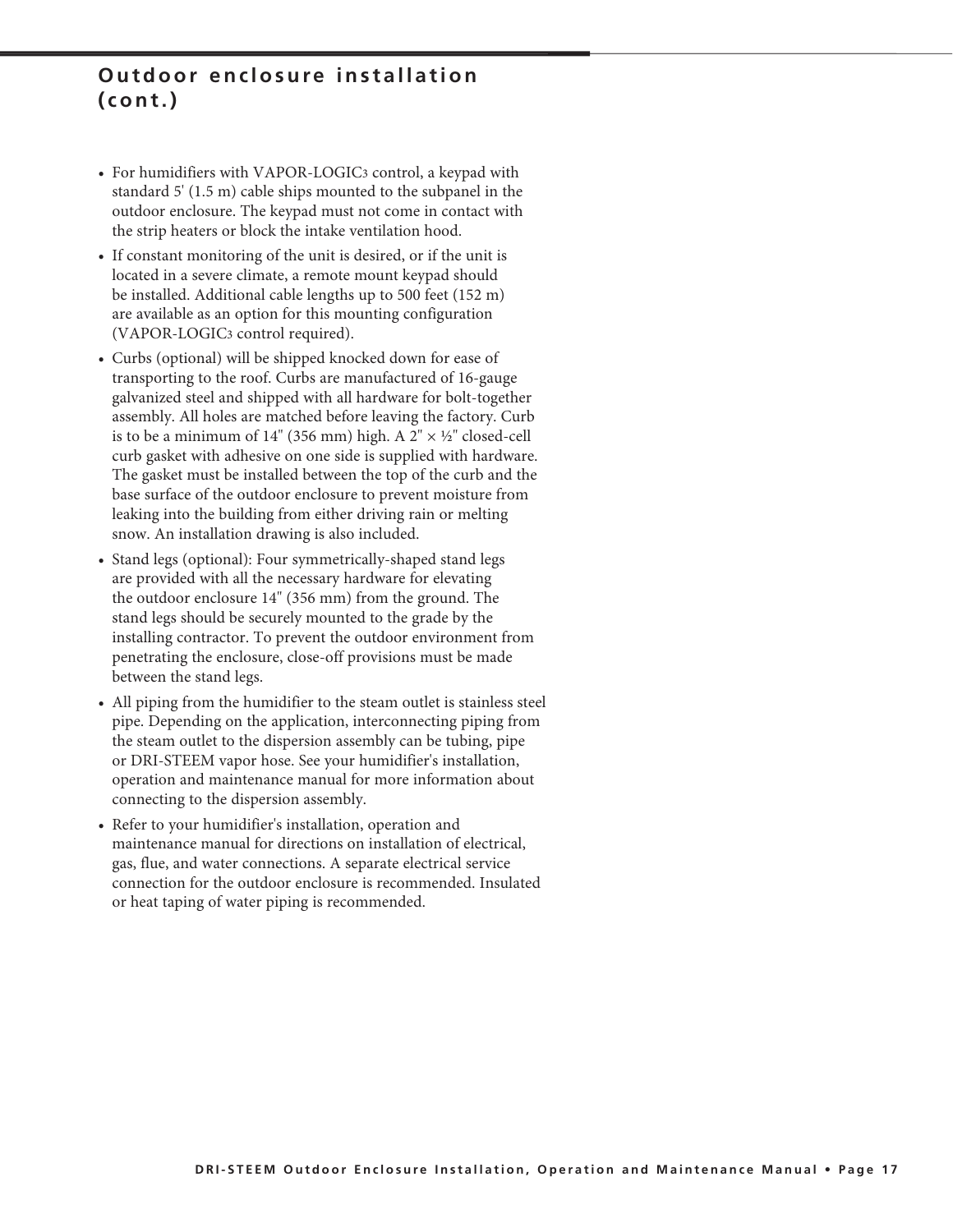## Outdoor enclosure installation (cont.)

- For humidifiers with VAPOR-LOGIC3 control, a keypad with standard 5' (1.5 m) cable ships mounted to the subpanel in the outdoor enclosure. The keypad must not come in contact with the strip heaters or block the intake ventilation hood.
- If constant monitoring of the unit is desired, or if the unit is located in a severe climate, a remote mount keypad should be installed. Additional cable lengths up to 500 feet (152 m) are available as an option for this mounting configuration (VAPOR-LOGIC3 control required).
- Curbs (optional) will be shipped knocked down for ease of transporting to the roof. Curbs are manufactured of 16-gauge galvanized steel and shipped with all hardware for bolt-together assembly. All holes are matched before leaving the factory. Curb is to be a minimum of 14" (356 mm) high. A 2" × ½" closed-cell curb gasket with adhesive on one side is supplied with hardware. The gasket must be installed between the top of the curb and the base surface of the outdoor enclosure to prevent moisture from leaking into the building from either driving rain or melting snow. An installation drawing is also included.
- Stand legs (optional): Four symmetrically-shaped stand legs are provided with all the necessary hardware for elevating the outdoor enclosure 14" (356 mm) from the ground. The stand legs should be securely mounted to the grade by the installing contractor. To prevent the outdoor environment from penetrating the enclosure, close-off provisions must be made between the stand legs.
- All piping from the humidifier to the steam outlet is stainless steel pipe. Depending on the application, interconnecting piping from the steam outlet to the dispersion assembly can be tubing, pipe or DRI-STEEM vapor hose. See your humidifier's installation, operation and maintenance manual for more information about connecting to the dispersion assembly.
- Refer to your humidifier's installation, operation and maintenance manual for directions on installation of electrical, gas, flue, and water connections. A separate electrical service connection for the outdoor enclosure is recommended. Insulated or heat taping of water piping is recommended.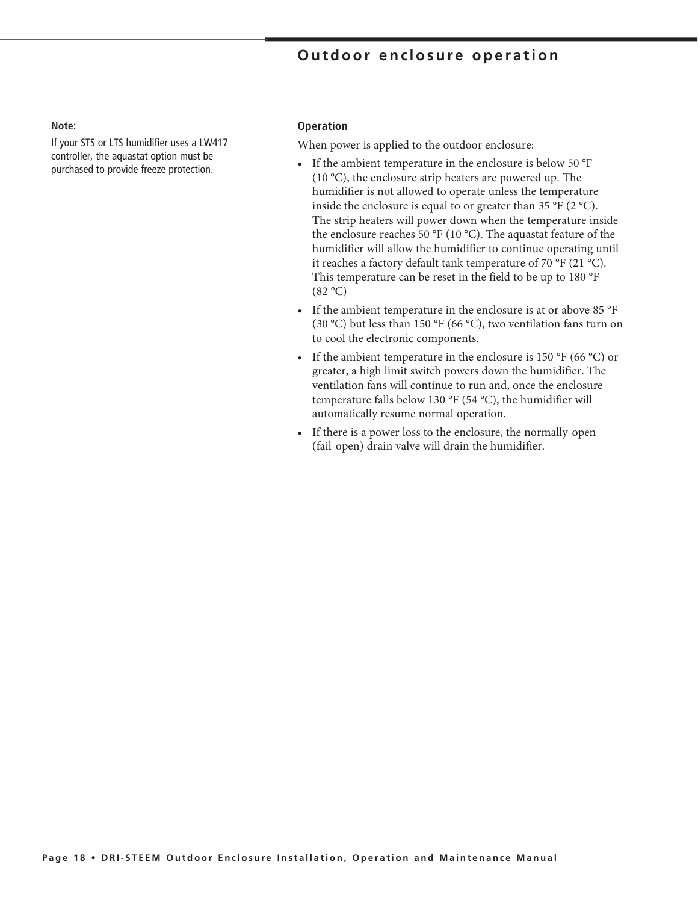# Outdoor enclosure operation

**Note:**

If your STS or LTS humidifier uses a LW417 controller, the aquastat option must be purchased to provide freeze protection.

## Operation

When power is applied to the outdoor enclosure:

- If the ambient temperature in the enclosure is below 50 °F (10 °C), the enclosure strip heaters are powered up. The humidifier is not allowed to operate unless the temperature inside the enclosure is equal to or greater than 35 °F (2 °C). The strip heaters will power down when the temperature inside the enclosure reaches 50 °F (10 °C). The aquastat feature of the humidifier will allow the humidifier to continue operating until it reaches a factory default tank temperature of 70 °F (21 °C). This temperature can be reset in the field to be up to 180 °F (82 °C)
- If the ambient temperature in the enclosure is at or above 85 °F (30 °C) but less than 150 °F (66 °C), two ventilation fans turn on to cool the electronic components.
- If the ambient temperature in the enclosure is 150 °F (66 °C) or greater, a high limit switch powers down the humidifier. The ventilation fans will continue to run and, once the enclosure temperature falls below 130 °F (54 °C), the humidifier will automatically resume normal operation.
- If there is a power loss to the enclosure, the normally-open (fail-open) drain valve will drain the humidifier.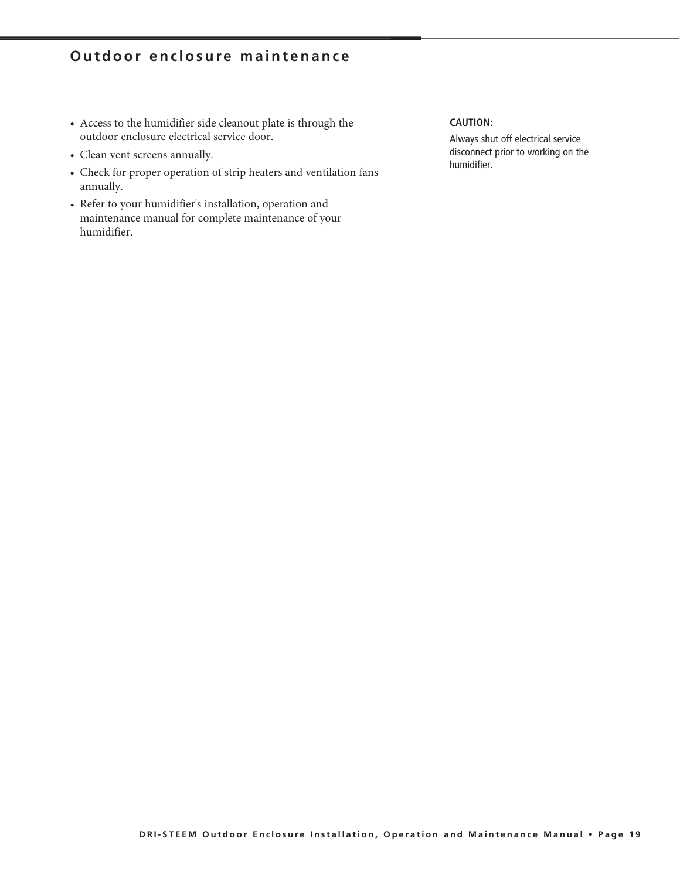## Outdoor enclosure maintenance

- Access to the humidifier side cleanout plate is through the outdoor enclosure electrical service door.
- Clean vent screens annually.
- Check for proper operation of strip heaters and ventilation fans annually.
- Refer to your humidifier's installation, operation and maintenance manual for complete maintenance of your humidifier.

**CAUTION:**

Always shut off electrical service disconnect prior to working on the humidifier.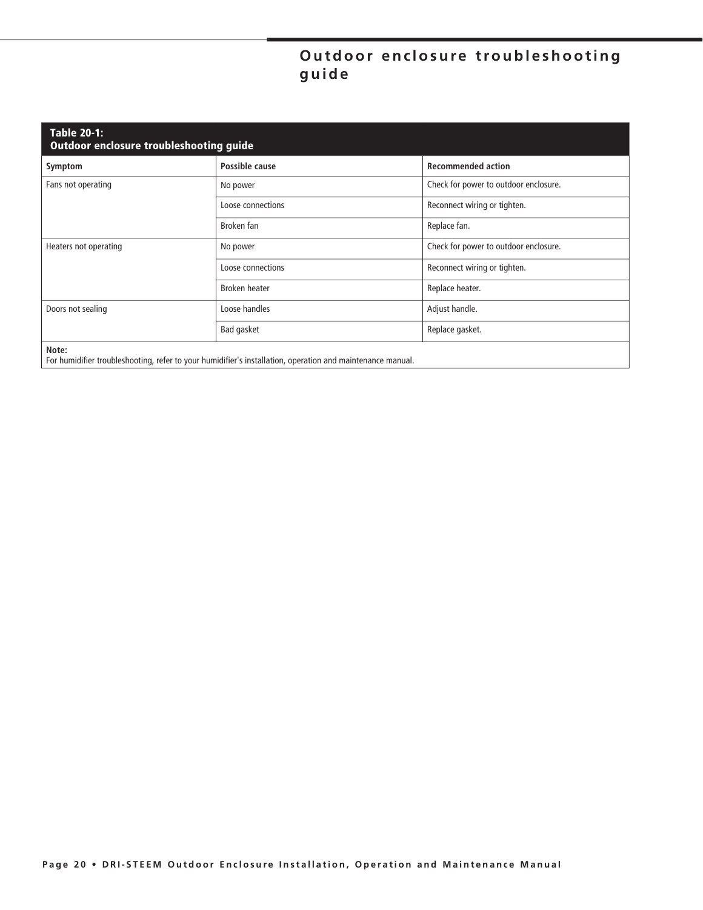# Outdoor enclosure troubleshooting guide

**Table 20-1: Outdoor enclosure troubleshooting guide**

| Symptom | Possible cause | Recommended action |
|---|---|---|
| Fans not operating | No power | Check for power to outdoor enclosure. |
| | Loose connections | Reconnect wiring or tighten. |
| | Broken fan | Replace fan. |
| Heaters not operating | No power | Check for power to outdoor enclosure. |
| | Loose connections | Reconnect wiring or tighten. |
| | Broken heater | Replace heater. |
| Doors not sealing | Loose handles | Adjust handle. |
| | Bad gasket | Replace gasket. |

**Note:**
For humidifier troubleshooting, refer to your humidifier's installation, operation and maintenance manual.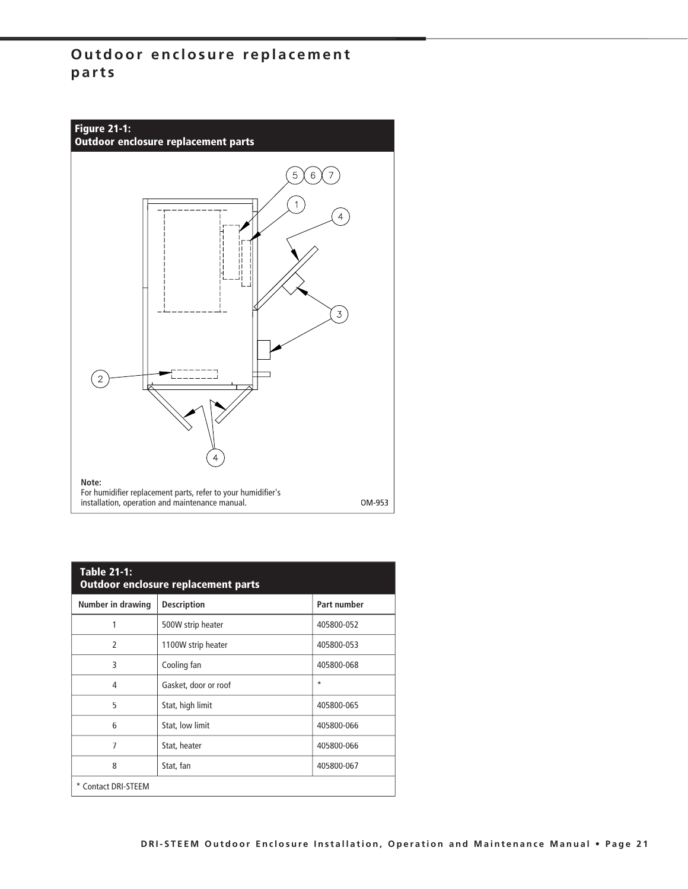# Outdoor enclosure replacement parts

**Figure 21-1:**
**Outdoor enclosure replacement parts**

**Note:**
For humidifier replacement parts, refer to your humidifier's installation, operation and maintenance manual.

OM-953

**Table 21-1:**
**Outdoor enclosure replacement parts**

| Number in drawing | Description | Part number |
|---|---|---|
| 1 | 500W strip heater | 405800-052 |
| 2 | 1100W strip heater | 405800-053 |
| 3 | Cooling fan | 405800-068 |
| 4 | Gasket, door or roof | * |
| 5 | Stat, high limit | 405800-065 |
| 6 | Stat, low limit | 405800-066 |
| 7 | Stat, heater | 405800-066 |
| 8 | Stat, fan | 405800-067 |

* Contact DRI-STEEM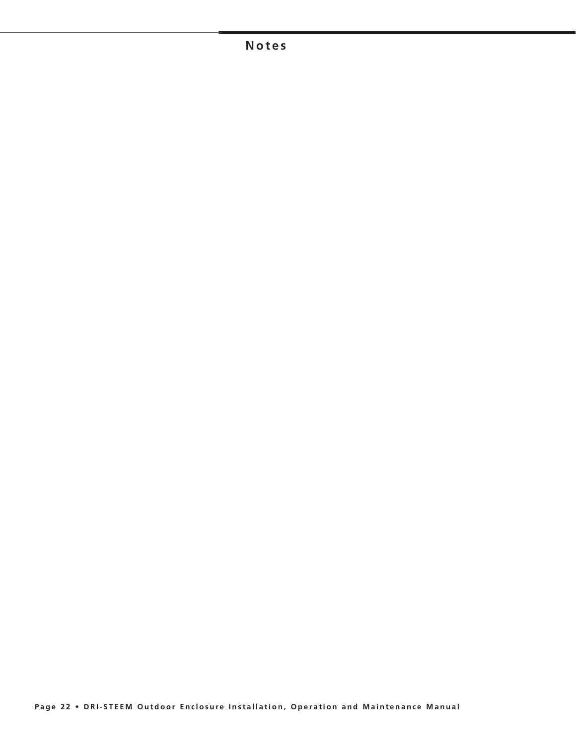## Notes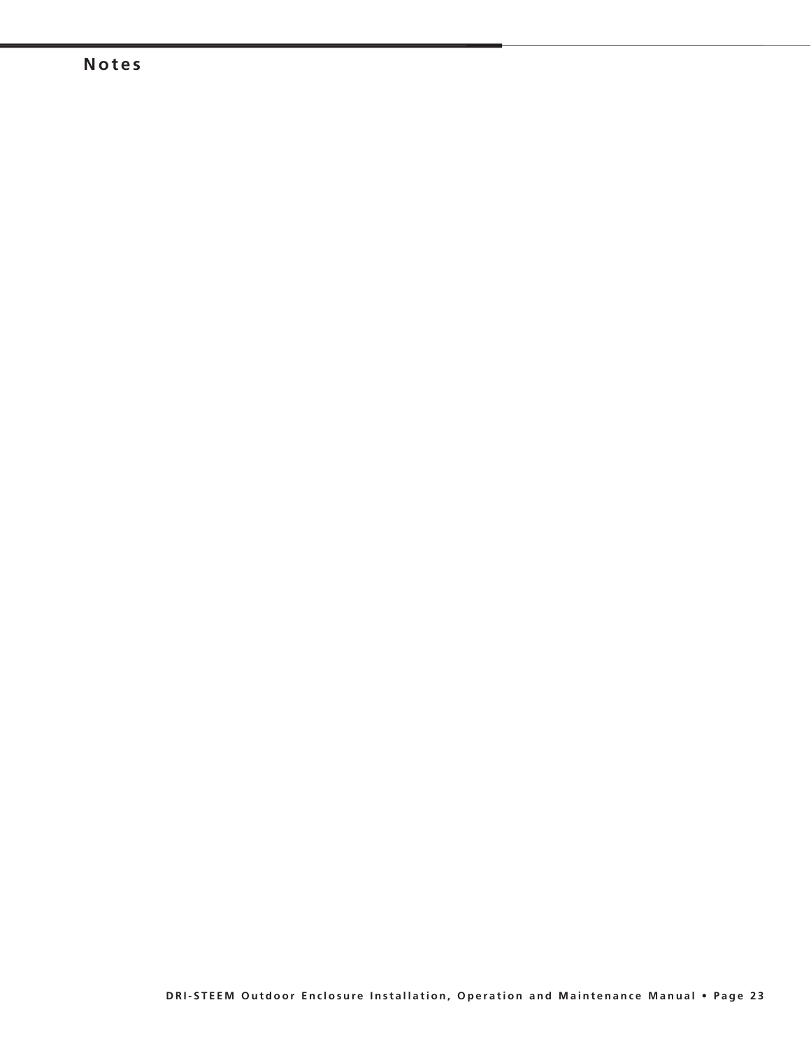## Notes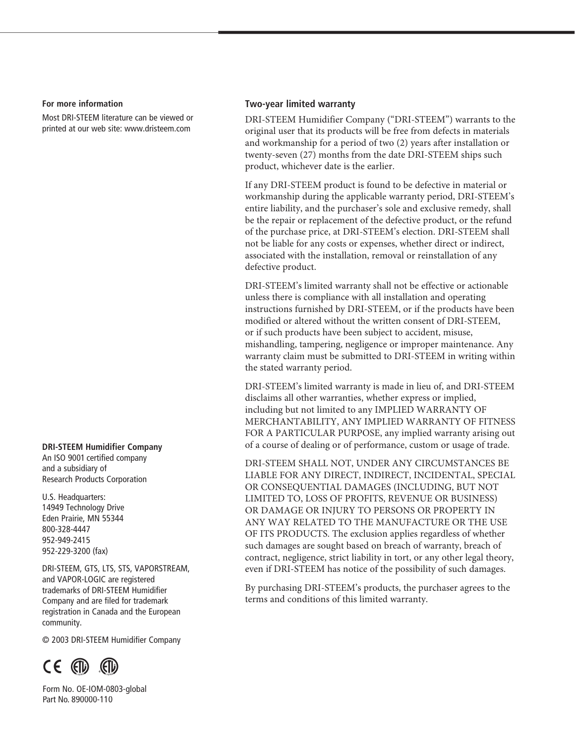**For more information**

Most DRI-STEEM literature can be viewed or printed at our web site: www.dristeem.com

**DRI-STEEM Humidifier Company**
An ISO 9001 certified company and a subsidiary of Research Products Corporation

U.S. Headquarters:
14949 Technology Drive
Eden Prairie, MN 55344
800-328-4447
952-949-2415
952-229-3200 (fax)

DRI-STEEM, GTS, LTS, STS, VAPORSTREAM, and VAPOR-LOGIC are registered trademarks of DRI-STEEM Humidifier Company and are filed for trademark registration in Canada and the European community.

© 2003 DRI-STEEM Humidifier Company

Form No. OE-IOM-0803-global
Part No. 890000-110

## Two-year limited warranty

DRI-STEEM Humidifier Company ("DRI-STEEM") warrants to the original user that its products will be free from defects in materials and workmanship for a period of two (2) years after installation or twenty-seven (27) months from the date DRI-STEEM ships such product, whichever date is the earlier.

If any DRI-STEEM product is found to be defective in material or workmanship during the applicable warranty period, DRI-STEEM's entire liability, and the purchaser's sole and exclusive remedy, shall be the repair or replacement of the defective product, or the refund of the purchase price, at DRI-STEEM's election. DRI-STEEM shall not be liable for any costs or expenses, whether direct or indirect, associated with the installation, removal or reinstallation of any defective product.

DRI-STEEM's limited warranty shall not be effective or actionable unless there is compliance with all installation and operating instructions furnished by DRI-STEEM, or if the products have been modified or altered without the written consent of DRI-STEEM, or if such products have been subject to accident, misuse, mishandling, tampering, negligence or improper maintenance. Any warranty claim must be submitted to DRI-STEEM in writing within the stated warranty period.

DRI-STEEM's limited warranty is made in lieu of, and DRI-STEEM disclaims all other warranties, whether express or implied, including but not limited to any IMPLIED WARRANTY OF MERCHANTABILITY, ANY IMPLIED WARRANTY OF FITNESS FOR A PARTICULAR PURPOSE, any implied warranty arising out of a course of dealing or of performance, custom or usage of trade.

DRI-STEEM SHALL NOT, UNDER ANY CIRCUMSTANCES BE LIABLE FOR ANY DIRECT, INDIRECT, INCIDENTAL, SPECIAL OR CONSEQUENTIAL DAMAGES (INCLUDING, BUT NOT LIMITED TO, LOSS OF PROFITS, REVENUE OR BUSINESS) OR DAMAGE OR INJURY TO PERSONS OR PROPERTY IN ANY WAY RELATED TO THE MANUFACTURE OR THE USE OF ITS PRODUCTS. The exclusion applies regardless of whether such damages are sought based on breach of warranty, breach of contract, negligence, strict liability in tort, or any other legal theory, even if DRI-STEEM has notice of the possibility of such damages.

By purchasing DRI-STEEM's products, the purchaser agrees to the terms and conditions of this limited warranty.